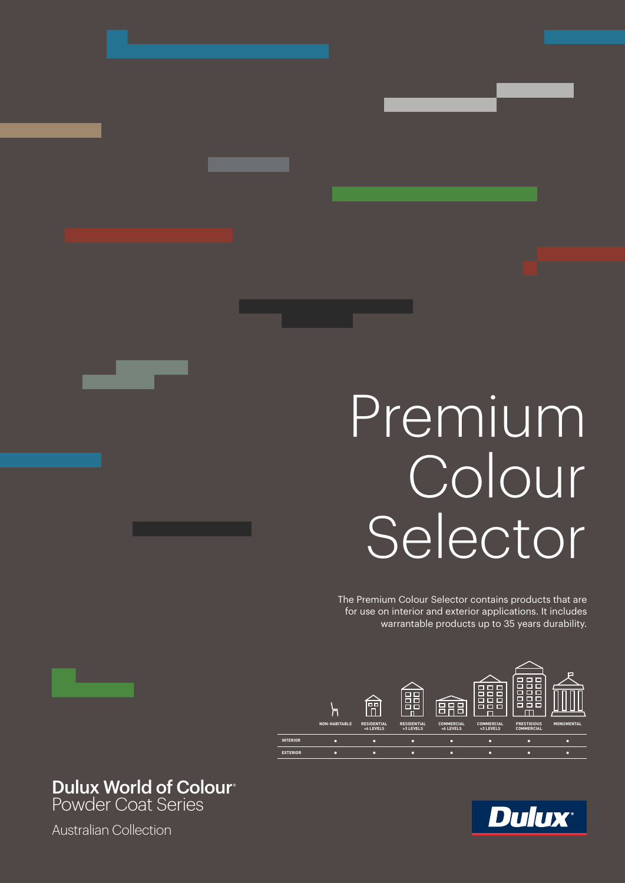# Premium Colour Selector

The Premium Colour Selector contains products that are for use on interior and exterior applications. It includes warrantable products up to 35 years durability.

| | NON-HABITABLE | RESIDENTIAL <4 LEVELS | RESIDENTIAL >3 LEVELS | COMMERCIAL <4 LEVELS | COMMERCIAL >3 LEVELS | PRESTIGIOUS COMMERCIAL | MONUMENTAL |
|---|---|---|---|---|---|---|---|
| INTERIOR | • | • | • | • | • | • | • |
| EXTERIOR | • | • | • | • | • | • | • |

**Dulux World of Colour®**
Powder Coat Series

Australian Collection

Dulux®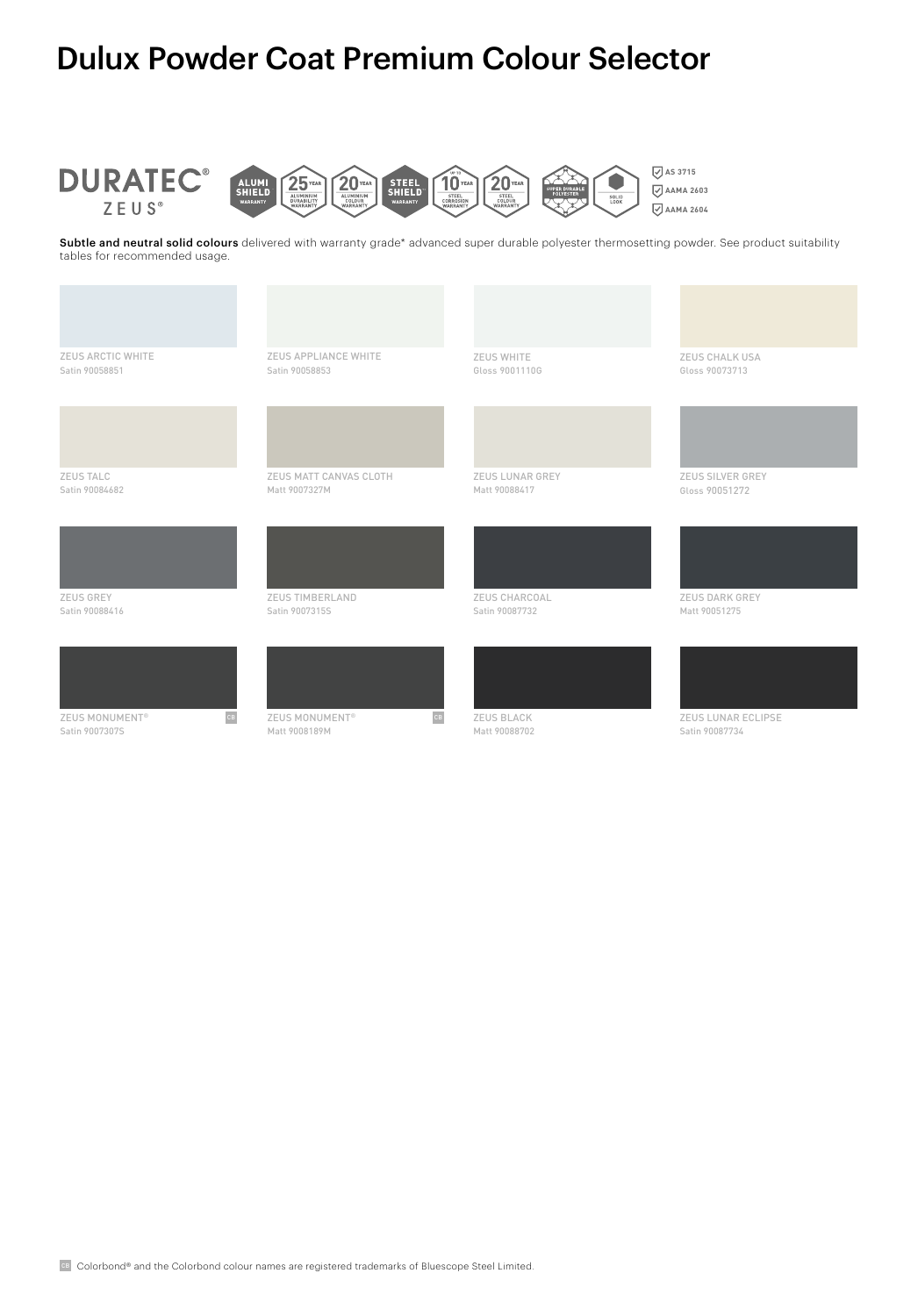# Dulux Powder Coat Premium Colour Selector

**DURATEC® ZEUS®**

ALUMI SHIELD WARRANTY | 25 YEAR ALUMINIUM DURABILITY WARRANTY | 20 YEAR ALUMINIUM COLOUR WARRANTY | STEEL SHIELD WARRANTY | UP TO 10 YEAR STEEL CORROSION WARRANTY | 20 YEAR STEEL COLOUR WARRANTY | SUPER DURABLE POLYESTER | SOLID LOOK

- AS 3715
- AAMA 2603
- AAMA 2604

**Subtle and neutral solid colours** delivered with warranty grade* advanced super durable polyester thermosetting powder. See product suitability tables for recommended usage.

| | | | |
|---|---|---|---|
| ZEUS ARCTIC WHITE<br>Satin 90058851 | ZEUS APPLIANCE WHITE<br>Satin 90058853 | ZEUS WHITE<br>Gloss 9001110G | ZEUS CHALK USA<br>Gloss 90073713 |
| ZEUS TALC<br>Satin 90084682 | ZEUS MATT CANVAS CLOTH<br>Matt 9007327M | ZEUS LUNAR GREY<br>Matt 90088417 | ZEUS SILVER GREY<br>Gloss 90051272 |
| ZEUS GREY<br>Satin 90088416 | ZEUS TIMBERLAND<br>Satin 9007315S | ZEUS CHARCOAL<br>Satin 90087732 | ZEUS DARK GREY<br>Matt 90051275 |
| ZEUS MONUMENT® CB<br>Satin 9007307S | ZEUS MONUMENT® CB<br>Matt 9008189M | ZEUS BLACK<br>Matt 90088702 | ZEUS LUNAR ECLIPSE<br>Satin 90087734 |

CB Colorbond® and the Colorbond colour names are registered trademarks of Bluescope Steel Limited.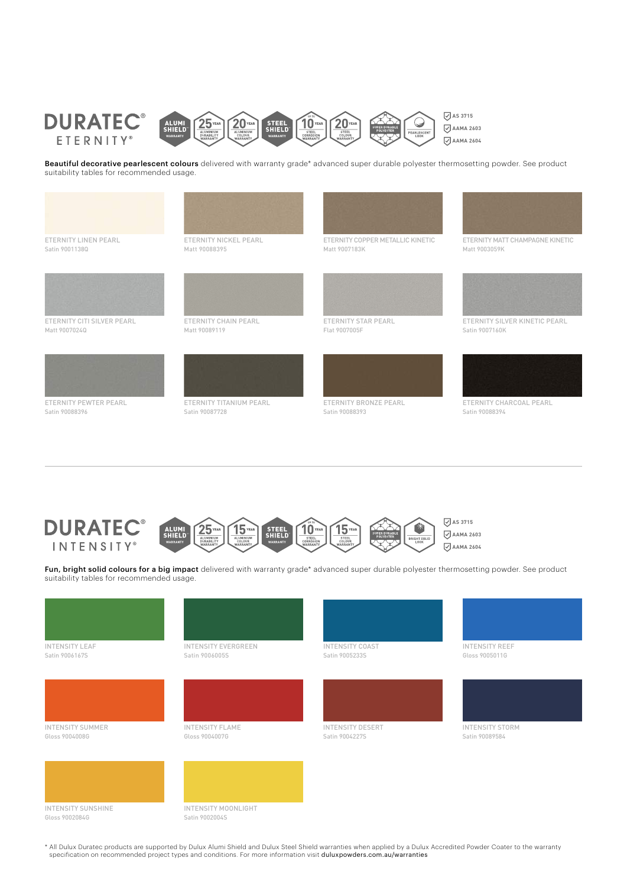# DURATEC® ETERNITY®

ALUMI SHIELD WARRANTY | 25 YEAR ALUMINIUM DURABILITY WARRANTY | 20 YEAR ALUMINIUM COLOUR WARRANTY | STEEL SHIELD WARRANTY | UP TO 10 YEAR STEEL CORROSION WARRANTY | 20 YEAR STEEL COLOUR WARRANTY | SUPER DURABLE POLYESTER | PEARLESCENT LOOK

- AS 3715
- AAMA 2603
- AAMA 2604

**Beautiful decorative pearlescent colours** delivered with warranty grade* advanced super durable polyester thermosetting powder. See product suitability tables for recommended usage.

ETERNITY LINEN PEARL
Satin 9001138Q

ETERNITY NICKEL PEARL
Matt 90088395

ETERNITY COPPER METALLIC KINETIC
Matt 9007183K

ETERNITY MATT CHAMPAGNE KINETIC
Matt 9003059K

ETERNITY CITI SILVER PEARL
Matt 9007024Q

ETERNITY CHAIN PEARL
Matt 90089119

ETERNITY STAR PEARL
Flat 9007005F

ETERNITY SILVER KINETIC PEARL
Satin 9007160K

ETERNITY PEWTER PEARL
Satin 90088396

ETERNITY TITANIUM PEARL
Satin 90087728

ETERNITY BRONZE PEARL
Satin 90088393

ETERNITY CHARCOAL PEARL
Satin 90088394

---

# DURATEC® INTENSITY®

ALUMI SHIELD WARRANTY | 25 YEAR ALUMINIUM DURABILITY WARRANTY | 15 YEAR ALUMINIUM COLOUR WARRANTY | STEEL SHIELD WARRANTY | UP TO 10 YEAR STEEL CORROSION WARRANTY | 15 YEAR STEEL COLOUR WARRANTY | SUPER DURABLE POLYESTER | BRIGHT SOLID LOOK

- AS 3715
- AAMA 2603
- AAMA 2604

**Fun, bright solid colours for a big impact** delivered with warranty grade* advanced super durable polyester thermosetting powder. See product suitability tables for recommended usage.

INTENSITY LEAF
Satin 9006167S

INTENSITY EVERGREEN
Satin 9006005S

INTENSITY COAST
Satin 9005233S

INTENSITY REEF
Gloss 9005011G

INTENSITY SUMMER
Gloss 9004008G

INTENSITY FLAME
Gloss 9004007G

INTENSITY DESERT
Satin 9004227S

INTENSITY STORM
Satin 90089584

INTENSITY SUNSHINE
Gloss 9002084G

INTENSITY MOONLIGHT
Satin 9002004S

* All Dulux Duratec products are supported by Dulux Alumi Shield and Dulux Steel Shield warranties when applied by a Dulux Accredited Powder Coater to the warranty specification on recommended project types and conditions. For more information visit duluxpowders.com.au/warranties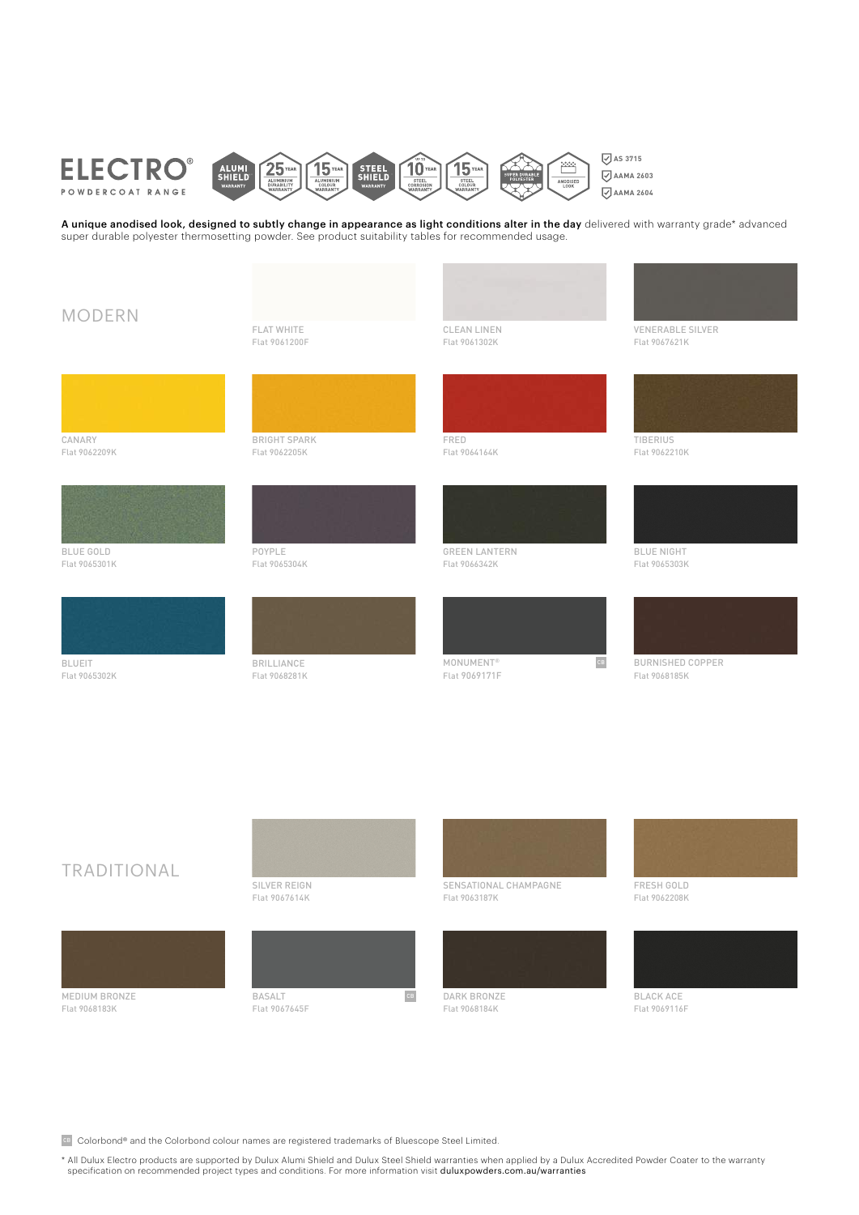# ELECTRO®

POWDERCOAT RANGE

ALUMI SHIELD WARRANTY | 25 YEAR ALUMINIUM DURABILITY WARRANTY | 15 YEAR ALUMINIUM COLOUR WARRANTY | STEEL SHIELD WARRANTY | UP TO 10 YEAR STEEL CORROSION WARRANTY | 15 YEAR STEEL COLOUR WARRANTY | SUPER DURABLE POLYESTER | ANODISED LOOK

- AS 3715
- AAMA 2603
- AAMA 2604

**A unique anodised look, designed to subtly change in appearance as light conditions alter in the day** delivered with warranty grade* advanced super durable polyester thermosetting powder. See product suitability tables for recommended usage.

## MODERN

- FLAT WHITE
  Flat 9061200F
- CLEAN LINEN
  Flat 9061302K
- VENERABLE SILVER
  Flat 9067621K
- CANARY
  Flat 9062209K
- BRIGHT SPARK
  Flat 9062205K
- FRED
  Flat 9064164K
- TIBERIUS
  Flat 9062210K
- BLUE GOLD
  Flat 9065301K
- POYPLE
  Flat 9065304K
- GREEN LANTERN
  Flat 9066342K
- BLUE NIGHT
  Flat 9065303K
- BLUEIT
  Flat 9065302K
- BRILLIANCE
  Flat 9068281K
- MONUMENT® CB
  Flat 9069171F
- BURNISHED COPPER
  Flat 9068185K

## TRADITIONAL

- SILVER REIGN
  Flat 9067614K
- SENSATIONAL CHAMPAGNE
  Flat 9063187K
- FRESH GOLD
  Flat 9062208K
- MEDIUM BRONZE
  Flat 9068183K
- BASALT CB
  Flat 9067645F
- DARK BRONZE
  Flat 9068184K
- BLACK ACE
  Flat 9069116F

CB Colorbond® and the Colorbond colour names are registered trademarks of Bluescope Steel Limited.

* All Dulux Electro products are supported by Dulux Alumi Shield and Dulux Steel Shield warranties when applied by a Dulux Accredited Powder Coater to the warranty specification on recommended project types and conditions. For more information visit duluxpowders.com.au/warranties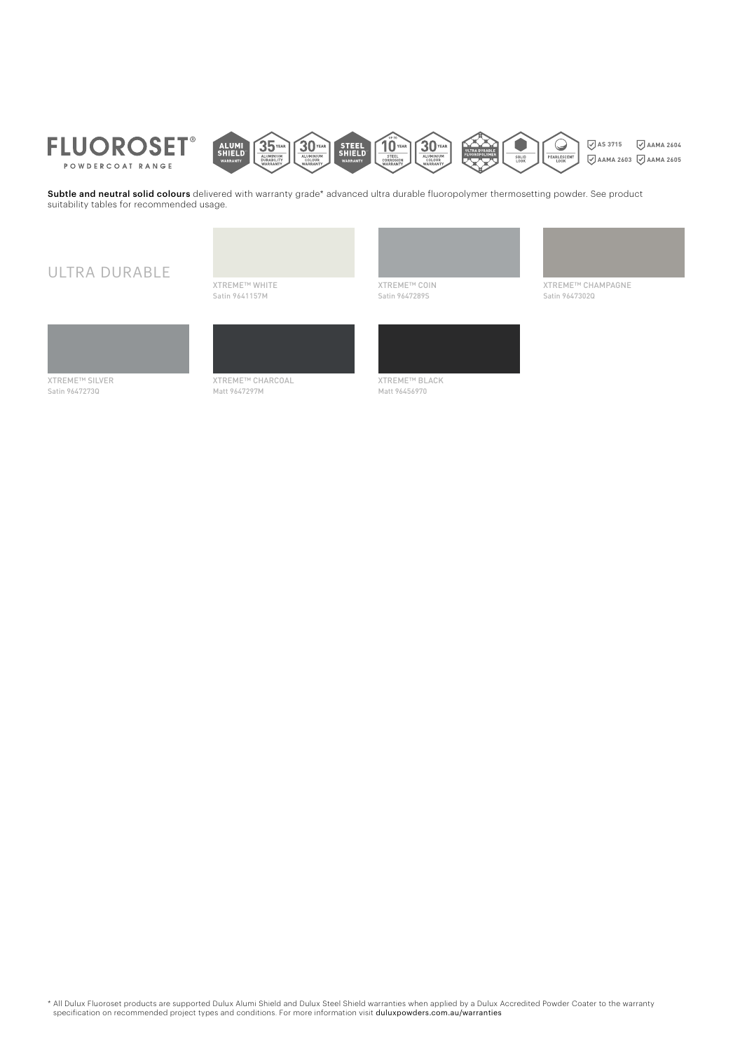# FLUOROSET®

POWDERCOAT RANGE

ALUMI SHIELD WARRANTY | 35 YEAR ALUMINIUM DURABILITY WARRANTY | 30 YEAR ALUMINIUM COLOUR WARRANTY | STEEL SHIELD WARRANTY | UP TO 10 YEAR STEEL CORROSION WARRANTY | 30 YEAR ALUMINIUM COLOUR WARRANTY | ULTRA DURABLE FLUOROPOLYMER | SOLID LOOK | PEARLESCENT LOOK

AS 3715 | AAMA 2604 | AAMA 2603 | AAMA 2605

**Subtle and neutral solid colours** delivered with warranty grade* advanced ultra durable fluoropolymer thermosetting powder. See product suitability tables for recommended usage.

## ULTRA DURABLE

XTREME™ WHITE
Satin 9641157M

XTREME™ COIN
Satin 9647289S

XTREME™ CHAMPAGNE
Satin 9647302Q

XTREME™ SILVER
Satin 9647273Q

XTREME™ CHARCOAL
Matt 9647297M

XTREME™ BLACK
Matt 96456970

* All Dulux Fluoroset products are supported Dulux Alumi Shield and Dulux Steel Shield warranties when applied by a Dulux Accredited Powder Coater to the warranty specification on recommended project types and conditions. For more information visit duluxpowders.com.au/warranties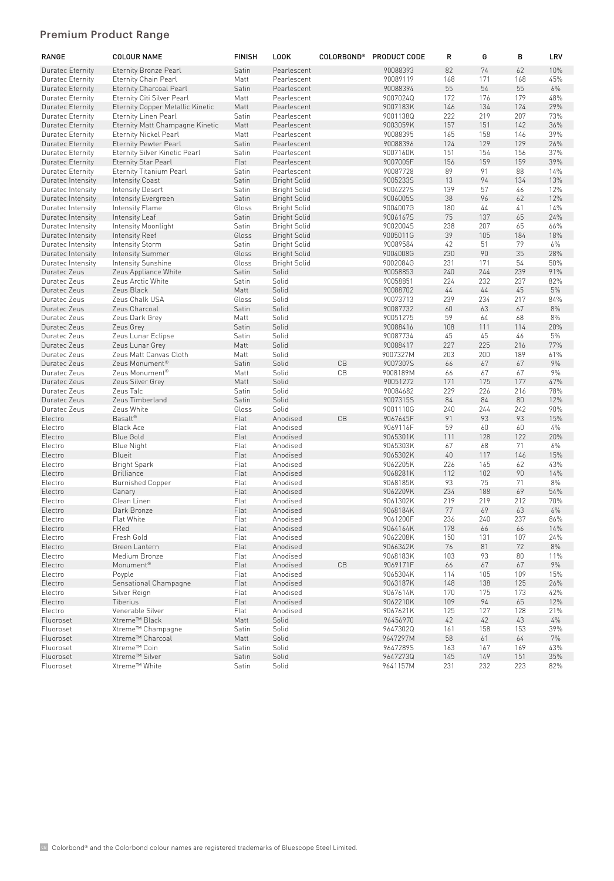## Premium Product Range

| RANGE | COLOUR NAME | FINISH | LOOK | COLORBOND® | PRODUCT CODE | R | G | B | LRV |
|---|---|---|---|---|---|---|---|---|---|
| Duratec Eternity | Eternity Bronze Pearl | Satin | Pearlescent | | 90088393 | 82 | 74 | 62 | 10% |
| Duratec Eternity | Eternity Chain Pearl | Matt | Pearlescent | | 90089119 | 168 | 171 | 168 | 45% |
| Duratec Eternity | Eternity Charcoal Pearl | Satin | Pearlescent | | 90088394 | 55 | 54 | 55 | 6% |
| Duratec Eternity | Eternity Citi Silver Pearl | Matt | Pearlescent | | 9007024Q | 172 | 176 | 179 | 48% |
| Duratec Eternity | Eternity Copper Metallic Kinetic | Matt | Pearlescent | | 9007183K | 146 | 134 | 124 | 29% |
| Duratec Eternity | Eternity Linen Pearl | Satin | Pearlescent | | 9001138Q | 222 | 219 | 207 | 73% |
| Duratec Eternity | Eternity Matt Champagne Kinetic | Matt | Pearlescent | | 9003059K | 157 | 151 | 142 | 36% |
| Duratec Eternity | Eternity Nickel Pearl | Matt | Pearlescent | | 90088395 | 165 | 158 | 146 | 39% |
| Duratec Eternity | Eternity Pewter Pearl | Satin | Pearlescent | | 90088396 | 124 | 129 | 129 | 26% |
| Duratec Eternity | Eternity Silver Kinetic Pearl | Satin | Pearlescent | | 9007160K | 151 | 154 | 156 | 37% |
| Duratec Eternity | Eternity Star Pearl | Flat | Pearlescent | | 9007005F | 156 | 159 | 159 | 39% |
| Duratec Eternity | Eternity Titanium Pearl | Satin | Pearlescent | | 90087728 | 89 | 91 | 88 | 14% |
| Duratec Intensity | Intensity Coast | Satin | Bright Solid | | 9005233S | 13 | 94 | 134 | 13% |
| Duratec Intensity | Intensity Desert | Satin | Bright Solid | | 9004227S | 139 | 57 | 46 | 12% |
| Duratec Intensity | Intensity Evergreen | Satin | Bright Solid | | 9006005S | 38 | 96 | 62 | 12% |
| Duratec Intensity | Intensity Flame | Gloss | Bright Solid | | 9004007G | 180 | 44 | 41 | 14% |
| Duratec Intensity | Intensity Leaf | Satin | Bright Solid | | 9006167S | 75 | 137 | 65 | 24% |
| Duratec Intensity | Intensity Moonlight | Satin | Bright Solid | | 9002004S | 238 | 207 | 65 | 66% |
| Duratec Intensity | Intensity Reef | Gloss | Bright Solid | | 9005011G | 39 | 105 | 184 | 18% |
| Duratec Intensity | Intensity Storm | Satin | Bright Solid | | 90089584 | 42 | 51 | 79 | 6% |
| Duratec Intensity | Intensity Summer | Gloss | Bright Solid | | 9004008G | 230 | 90 | 35 | 28% |
| Duratec Intensity | Intensity Sunshine | Gloss | Bright Solid | | 9002084G | 231 | 171 | 54 | 50% |
| Duratec Zeus | Zeus Appliance White | Satin | Solid | | 90058853 | 240 | 244 | 239 | 91% |
| Duratec Zeus | Zeus Arctic White | Satin | Solid | | 90058851 | 224 | 232 | 237 | 82% |
| Duratec Zeus | Zeus Black | Matt | Solid | | 90088702 | 44 | 44 | 45 | 5% |
| Duratec Zeus | Zeus Chalk USA | Gloss | Solid | | 90073713 | 239 | 234 | 217 | 84% |
| Duratec Zeus | Zeus Charcoal | Satin | Solid | | 90087732 | 60 | 63 | 67 | 8% |
| Duratec Zeus | Zeus Dark Grey | Matt | Solid | | 90051275 | 59 | 64 | 68 | 8% |
| Duratec Zeus | Zeus Grey | Satin | Solid | | 90088416 | 108 | 111 | 114 | 20% |
| Duratec Zeus | Zeus Lunar Eclipse | Satin | Solid | | 90087734 | 45 | 45 | 46 | 5% |
| Duratec Zeus | Zeus Lunar Grey | Matt | Solid | | 90088417 | 227 | 225 | 216 | 77% |
| Duratec Zeus | Zeus Matt Canvas Cloth | Matt | Solid | | 9007327M | 203 | 200 | 189 | 61% |
| Duratec Zeus | Zeus Monument® | Satin | Solid | CB | 9007307S | 66 | 67 | 67 | 9% |
| Duratec Zeus | Zeus Monument® | Matt | Solid | CB | 9008189M | 66 | 67 | 67 | 9% |
| Duratec Zeus | Zeus Silver Grey | Matt | Solid | | 90051272 | 171 | 175 | 177 | 47% |
| Duratec Zeus | Zeus Talc | Satin | Solid | | 90084682 | 229 | 226 | 216 | 78% |
| Duratec Zeus | Zeus Timberland | Satin | Solid | | 9007315S | 84 | 84 | 80 | 12% |
| Duratec Zeus | Zeus White | Gloss | Solid | | 9001110G | 240 | 244 | 242 | 90% |
| Electro | Basalt® | Flat | Anodised | CB | 9067645F | 91 | 93 | 93 | 15% |
| Electro | Black Ace | Flat | Anodised | | 9069116F | 59 | 60 | 60 | 4% |
| Electro | Blue Gold | Flat | Anodised | | 9065301K | 111 | 128 | 122 | 20% |
| Electro | Blue Night | Flat | Anodised | | 9065303K | 67 | 68 | 71 | 6% |
| Electro | Blueit | Flat | Anodised | | 9065302K | 40 | 117 | 146 | 15% |
| Electro | Bright Spark | Flat | Anodised | | 9062205K | 226 | 165 | 62 | 43% |
| Electro | Brilliance | Flat | Anodised | | 9068281K | 112 | 102 | 90 | 14% |
| Electro | Burnished Copper | Flat | Anodised | | 9068185K | 93 | 75 | 71 | 8% |
| Electro | Canary | Flat | Anodised | | 9062209K | 234 | 188 | 69 | 54% |
| Electro | Clean Linen | Flat | Anodised | | 9061302K | 219 | 219 | 212 | 70% |
| Electro | Dark Bronze | Flat | Anodised | | 9068184K | 77 | 69 | 63 | 6% |
| Electro | Flat White | Flat | Anodised | | 9061200F | 236 | 240 | 237 | 86% |
| Electro | FRed | Flat | Anodised | | 9064164K | 178 | 66 | 66 | 14% |
| Electro | Fresh Gold | Flat | Anodised | | 9062208K | 150 | 131 | 107 | 24% |
| Electro | Green Lantern | Flat | Anodised | | 9066342K | 76 | 81 | 72 | 8% |
| Electro | Medium Bronze | Flat | Anodised | | 9068183K | 103 | 93 | 80 | 11% |
| Electro | Monument® | Flat | Anodised | CB | 9069171F | 66 | 67 | 67 | 9% |
| Electro | Poyple | Flat | Anodised | | 9065304K | 114 | 105 | 109 | 15% |
| Electro | Sensational Champagne | Flat | Anodised | | 9063187K | 148 | 138 | 125 | 26% |
| Electro | Silver Reign | Flat | Anodised | | 9067614K | 170 | 175 | 173 | 42% |
| Electro | Tiberius | Flat | Anodised | | 9062210K | 109 | 94 | 65 | 12% |
| Electro | Venerable Silver | Flat | Anodised | | 9067621K | 125 | 127 | 128 | 21% |
| Fluoroset | Xtreme™ Black | Matt | Solid | | 96456970 | 42 | 42 | 43 | 4% |
| Fluoroset | Xtreme™ Champagne | Satin | Solid | | 9647302Q | 161 | 158 | 153 | 39% |
| Fluoroset | Xtreme™ Charcoal | Matt | Solid | | 9647297M | 58 | 61 | 64 | 7% |
| Fluoroset | Xtreme™ Coin | Satin | Solid | | 9647289S | 163 | 167 | 169 | 43% |
| Fluoroset | Xtreme™ Silver | Satin | Solid | | 9647273Q | 145 | 149 | 151 | 35% |
| Fluoroset | Xtreme™ White | Satin | Solid | | 9641157M | 231 | 232 | 223 | 82% |

CB Colorbond® and the Colorbond colour names are registered trademarks of Bluescope Steel Limited.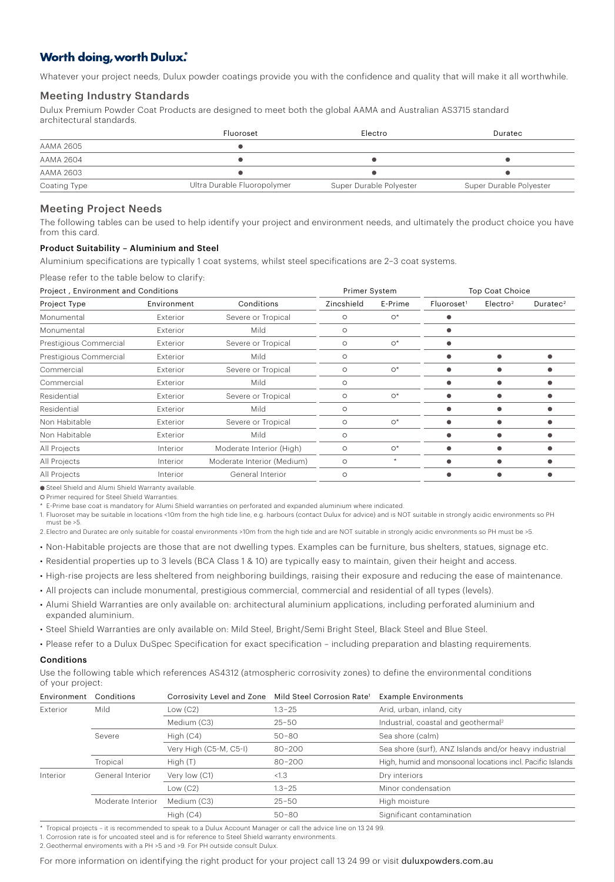## Worth doing, worth Dulux.

Whatever your project needs, Dulux powder coatings provide you with the confidence and quality that will make it all worthwhile.

### Meeting Industry Standards

Dulux Premium Powder Coat Products are designed to meet both the global AAMA and Australian AS3715 standard architectural standards.

| | Fluoroset | Electro | Duratec |
|---|---|---|---|
| AAMA 2605 | ● | | |
| AAMA 2604 | ● | ● | ● |
| AAMA 2603 | ● | ● | ● |
| Coating Type | Ultra Durable Fluoropolymer | Super Durable Polyester | Super Durable Polyester |

### Meeting Project Needs

The following tables can be used to help identify your project and environment needs, and ultimately the product choice you have from this card.

#### Product Suitability – Aluminium and Steel

Aluminium specifications are typically 1 coat systems, whilst steel specifications are 2–3 coat systems.

Please refer to the table below to clarify:

| Project , Environment and Conditions | | | Primer System | | Top Coat Choice | | |
|---|---|---|---|---|---|---|---|
| Project Type | Environment | Conditions | Zincshield | E-Prime | Fluoroset[1] | Electro[2] | Duratec[2] |
| Monumental | Exterior | Severe or Tropical | ○ | ○* | ● | | |
| Monumental | Exterior | Mild | ○ | | ● | | |
| Prestigious Commercial | Exterior | Severe or Tropical | ○ | ○* | ● | | |
| Prestigious Commercial | Exterior | Mild | ○ | | ● | ● | ● |
| Commercial | Exterior | Severe or Tropical | ○ | ○* | ● | ● | ● |
| Commercial | Exterior | Mild | ○ | | ● | ● | ● |
| Residential | Exterior | Severe or Tropical | ○ | ○* | ● | ● | ● |
| Residential | Exterior | Mild | ○ | | ● | ● | ● |
| Non Habitable | Exterior | Severe or Tropical | ○ | ○* | ● | ● | ● |
| Non Habitable | Exterior | Mild | ○ | | ● | ● | ● |
| All Projects | Interior | Moderate Interior (High) | ○ | ○* | ● | ● | ● |
| All Projects | Interior | Moderate Interior (Medium) | ○ | * | ● | ● | ● |
| All Projects | Interior | General Interior | ○ | | ● | ● | ● |

● Steel Shield and Alumi Shield Warranty available.

○ Primer required for Steel Shield Warranties.

\* E-Prime base coat is mandatory for Alumi Shield warranties on perforated and expanded aluminium where indicated.

1. Fluoroset may be suitable in locations <10m from the high tide line, e.g. harbours (contact Dulux for advice) and is NOT suitable in strongly acidic environments so PH must be >5.

2. Electro and Duratec are only suitable for coastal environments >10m from the high tide and are NOT suitable in strongly acidic environments so PH must be >5.

- Non-Habitable projects are those that are not dwelling types. Examples can be furniture, bus shelters, statues, signage etc.
- Residential properties up to 3 levels (BCA Class 1 & 10) are typically easy to maintain, given their height and access.
- High-rise projects are less sheltered from neighboring buildings, raising their exposure and reducing the ease of maintenance.
- All projects can include monumental, prestigious commercial, commercial and residential of all types (levels).
- Alumi Shield Warranties are only available on: architectural aluminium applications, including perforated aluminium and expanded aluminium.
- Steel Shield Warranties are only available on: Mild Steel, Bright/Semi Bright Steel, Black Steel and Blue Steel.
- Please refer to a Dulux DuSpec Specification for exact specification – including preparation and blasting requirements.

#### Conditions

Use the following table which references AS4312 (atmospheric corrosivity zones) to define the environmental conditions of your project:

| Environment | Conditions | Corrosivity Level and Zone | Mild Steel Corrosion Rate[1] | Example Environments |
|---|---|---|---|---|
| Exterior | Mild | Low (C2) | 1.3–25 | Arid, urban, inland, city |
| | | Medium (C3) | 25–50 | Industrial, coastal and geothermal[2] |
| | Severe | High (C4) | 50–80 | Sea shore (calm) |
| | | Very High (C5-M, C5-I) | 80–200 | Sea shore (surf), ANZ Islands and/or heavy industrial |
| | Tropical | High (T) | 80–200 | High, humid and monsoonal locations incl. Pacific Islands |
| Interior | General Interior | Very low (C1) | <1.3 | Dry interiors |
| | | Low (C2) | 1.3–25 | Minor condensation |
| | Moderate Interior | Medium (C3) | 25–50 | High moisture |
| | | High (C4) | 50–80 | Significant contamination |

\* Tropical projects – it is recommended to speak to a Dulux Account Manager or call the advice line on 13 24 99.

1. Corrosion rate is for uncoated steel and is for reference to Steel Shield warranty environments.

2. Geothermal enviroments with a PH >5 and >9. For PH outside consult Dulux.

For more information on identifying the right product for your project call 13 24 99 or visit duluxpowders.com.au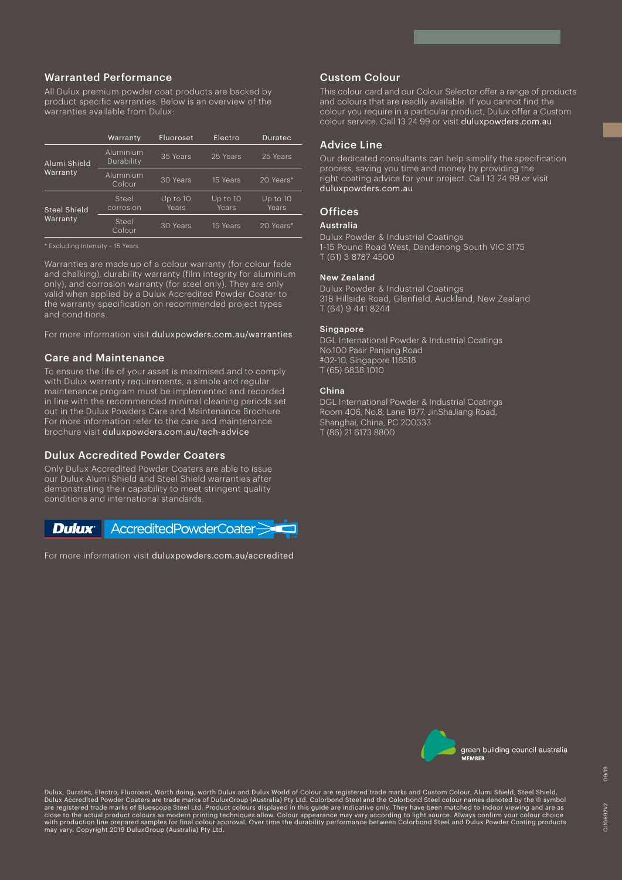## Warranted Performance

All Dulux premium powder coat products are backed by product specific warranties. Below is an overview of the warranties available from Dulux:

| | Warranty | Fluoroset | Electro | Duratec |
|---|---|---|---|---|
| Alumi Shield Warranty | Aluminium Durability | 35 Years | 25 Years | 25 Years |
| | Aluminium Colour | 30 Years | 15 Years | 20 Years* |
| Steel Shield Warranty | Steel corrosion | Up to 10 Years | Up to 10 Years | Up to 10 Years |
| | Steel Colour | 30 Years | 15 Years | 20 Years* |

* Excluding Intensity – 15 Years.

Warranties are made up of a colour warranty (for colour fade and chalking), durability warranty (film integrity for aluminium only), and corrosion warranty (for steel only). They are only valid when applied by a Dulux Accredited Powder Coater to the warranty specification on recommended project types and conditions.

For more information visit duluxpowders.com.au/warranties

## Care and Maintenance

To ensure the life of your asset is maximised and to comply with Dulux warranty requirements, a simple and regular maintenance program must be implemented and recorded in line with the recommended minimal cleaning periods set out in the Dulux Powders Care and Maintenance Brochure. For more information refer to the care and maintenance brochure visit duluxpowders.com.au/tech-advice

## Dulux Accredited Powder Coaters

Only Dulux Accredited Powder Coaters are able to issue our Dulux Alumi Shield and Steel Shield warranties after demonstrating their capability to meet stringent quality conditions and international standards.

Dulux AccreditedPowderCoater

For more information visit duluxpowders.com.au/accredited

## Custom Colour

This colour card and our Colour Selector offer a range of products and colours that are readily available. If you cannot find the colour you require in a particular product, Dulux offer a Custom colour service. Call 13 24 99 or visit duluxpowders.com.au

## Advice Line

Our dedicated consultants can help simplify the specification process, saving you time and money by providing the right coating advice for your project. Call 13 24 99 or visit duluxpowders.com.au

## Offices

### Australia

Dulux Powder & Industrial Coatings
1-15 Pound Road West, Dandenong South VIC 3175
T (61) 3 8787 4500

### New Zealand

Dulux Powder & Industrial Coatings
31B Hillside Road, Glenfield, Auckland, New Zealand
T (64) 9 441 8244

### Singapore

DGL International Powder & Industrial Coatings
No.100 Pasir Panjang Road
#02-10, Singapore 118518
T (65) 6838 1010

### China

DGL International Powder & Industrial Coatings
Room 406, No.8, Lane 1977, JinShaJiang Road,
Shanghai, China, PC 200333
T (86) 21 6173 8800

green building council australia MEMBER

Dulux, Duratec, Electro, Fluoroset, Worth doing, worth Dulux and Dulux World of Colour are registered trade marks and Custom Colour, Alumi Shield, Steel Shield, Dulux Accredited Powder Coaters are trade marks of DuluxGroup (Australia) Pty Ltd. Colorbond Steel and the Colorbond Steel colour names denoted by the ® symbol are registered trade marks of Bluescope Steel Ltd. Product colours displayed in this guide are indicative only. They have been matched to indoor viewing and are as close to the actual product colours as modern printing techniques allow. Colour appearance may vary according to light source. Always confirm your colour choice with production line prepared samples for final colour approval. Over time the durability performance between Colorbond Steel and Dulux Powder Coating products may vary. Copyright 2019 DuluxGroup (Australia) Pty Ltd.

CI10692V2 09/19